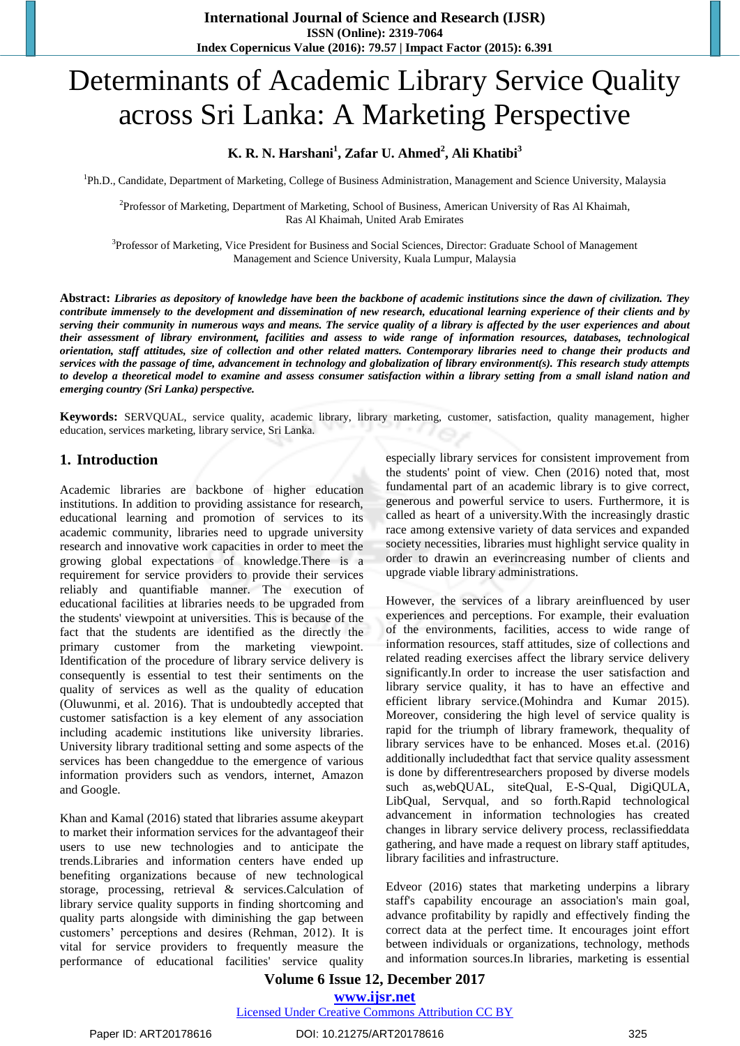# Determinants of Academic Library Service Quality across Sri Lanka: A Marketing Perspective

**K. R. N. Harshani[1], Zafar U. Ahmed[2], Ali Khatibi[3]**

[1]Ph.D., Candidate, Department of Marketing, College of Business Administration, Management and Science University, Malaysia

[2]Professor of Marketing, Department of Marketing, School of Business, American University of Ras Al Khaimah, Ras Al Khaimah, United Arab Emirates

[3]Professor of Marketing, Vice President for Business and Social Sciences, Director: Graduate School of Management Management and Science University, Kuala Lumpur, Malaysia

**Abstract:** ***Libraries as depository of knowledge have been the backbone of academic institutions since the dawn of civilization. They contribute immensely to the development and dissemination of new research, educational learning experience of their clients and by serving their community in numerous ways and means. The service quality of a library is affected by the user experiences and about their assessment of library environment, facilities and assess to wide range of information resources, databases, technological orientation, staff attitudes, size of collection and other related matters. Contemporary libraries need to change their products and services with the passage of time, advancement in technology and globalization of library environment(s). This research study attempts to develop a theoretical model to examine and assess consumer satisfaction within a library setting from a small island nation and emerging country (Sri Lanka) perspective.***

**Keywords:** SERVQUAL, service quality, academic library, library marketing, customer, satisfaction, quality management, higher education, services marketing, library service, Sri Lanka.

## 1. Introduction

Academic libraries are backbone of higher education institutions. In addition to providing assistance for research, educational learning and promotion of services to its academic community, libraries need to upgrade university research and innovative work capacities in order to meet the growing global expectations of knowledge.There is a requirement for service providers to provide their services reliably and quantifiable manner. The execution of educational facilities at libraries needs to be upgraded from the students' viewpoint at universities. This is because of the fact that the students are identified as the directly the primary customer from the marketing viewpoint. Identification of the procedure of library service delivery is consequently is essential to test their sentiments on the quality of services as well as the quality of education (Oluwunmi, et al. 2016). That is undoubtedly accepted that customer satisfaction is a key element of any association including academic institutions like university libraries. University library traditional setting and some aspects of the services has been changeddue to the emergence of various information providers such as vendors, internet, Amazon and Google.

Khan and Kamal (2016) stated that libraries assume akeypart to market their information services for the advantageof their users to use new technologies and to anticipate the trends.Libraries and information centers have ended up benefiting organizations because of new technological storage, processing, retrieval & services.Calculation of library service quality supports in finding shortcoming and quality parts alongside with diminishing the gap between customers' perceptions and desires (Rehman, 2012). It is vital for service providers to frequently measure the performance of educational facilities' service quality especially library services for consistent improvement from the students' point of view. Chen (2016) noted that, most fundamental part of an academic library is to give correct, generous and powerful service to users. Furthermore, it is called as heart of a university.With the increasingly drastic race among extensive variety of data services and expanded society necessities, libraries must highlight service quality in order to drawn an everincreasing number of clients and upgrade viable library administrations.

However, the services of a library areinfluenced by user experiences and perceptions. For example, their evaluation of the environments, facilities, access to wide range of information resources, staff attitudes, size of collections and related reading exercises affect the library service delivery significantly.In order to increase the user satisfaction and library service quality, it has to have an effective and efficient library service.(Mohindra and Kumar 2015). Moreover, considering the high level of service quality is rapid for the triumph of library framework, thequality of library services have to be enhanced. Moses et.al. (2016) additionally includedthat fact that service quality assessment is done by differentresearchers proposed by diverse models such as,webQUAL, siteQual, E-S-Qual, DigiQULA, LibQual, Servqual, and so forth.Rapid technological advancement in information technologies has created changes in library service delivery process, reclassifieddata gathering, and have made a request on library staff aptitudes, library facilities and infrastructure.

Edveor (2016) states that marketing underpins a library staff's capability encourage an association's main goal, advance profitability by rapidly and effectively finding the correct data at the perfect time. It encourages joint effort between individuals or organizations, technology, methods and information sources.In libraries, marketing is essential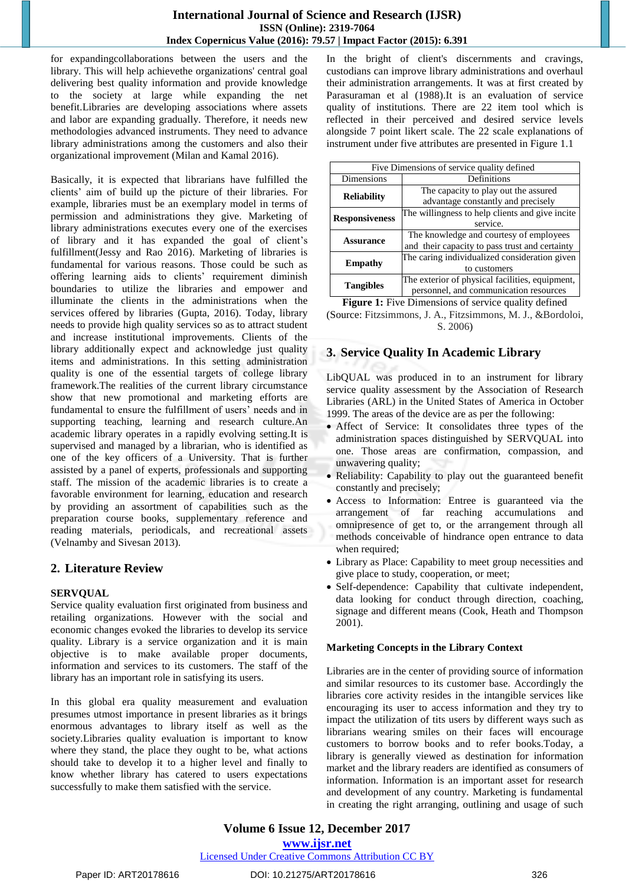for expandingcollaborations between the users and the library. This will help achievethe organizations' central goal delivering best quality information and provide knowledge to the society at large while expanding the net benefit.Libraries are developing associations where assets and labor are expanding gradually. Therefore, it needs new methodologies advanced instruments. They need to advance library administrations among the customers and also their organizational improvement (Milan and Kamal 2016).

Basically, it is expected that librarians have fulfilled the clients' aim of build up the picture of their libraries. For example, libraries must be an exemplary model in terms of permission and administrations they give. Marketing of library administrations executes every one of the exercises of library and it has expanded the goal of client's fulfillment(Jessy and Rao 2016). Marketing of libraries is fundamental for various reasons. Those could be such as offering learning aids to clients' requirement diminish boundaries to utilize the libraries and empower and illuminate the clients in the administrations when the services offered by libraries (Gupta, 2016). Today, library needs to provide high quality services so as to attract student and increase institutional improvements. Clients of the library additionally expect and acknowledge just quality items and administrations. In this setting administration quality is one of the essential targets of college library framework.The realities of the current library circumstance show that new promotional and marketing efforts are fundamental to ensure the fulfillment of users' needs and in supporting teaching, learning and research culture.An academic library operates in a rapidly evolving setting.It is supervised and managed by a librarian, who is identified as one of the key officers of a University. That is further assisted by a panel of experts, professionals and supporting staff. The mission of the academic libraries is to create a favorable environment for learning, education and research by providing an assortment of capabilities such as the preparation course books, supplementary reference and reading materials, periodicals, and recreational assets (Velnamby and Sivesan 2013).

## 2. Literature Review

**SERVQUAL**

Service quality evaluation first originated from business and retailing organizations. However with the social and economic changes evoked the libraries to develop its service quality. Library is a service organization and it is main objective is to make available proper documents, information and services to its customers. The staff of the library has an important role in satisfying its users.

In this global era quality measurement and evaluation presumes utmost importance in present libraries as it brings enormous advantages to library itself as well as the society.Libraries quality evaluation is important to know where they stand, the place they ought to be, what actions should take to develop it to a higher level and finally to know whether library has catered to users expectations successfully to make them satisfied with the service.

In the bright of client's discernments and cravings, custodians can improve library administrations and overhaul their administration arrangements. It was at first created by Parasuraman et al (1988).It is an evaluation of service quality of institutions. There are 22 item tool which is reflected in their perceived and desired service levels alongside 7 point likert scale. The 22 scale explanations of instrument under five attributes are presented in Figure 1.1

| Five Dimensions of service quality defined | |
|---|---|
| Dimensions | Definitions |
| **Reliability** | The capacity to play out the assured advantage constantly and precisely |
| **Responsiveness** | The willingness to help clients and give incite service. |
| **Assurance** | The knowledge and courtesy of employees and their capacity to pass trust and certainty |
| **Empathy** | The caring individualized consideration given to customers |
| **Tangibles** | The exterior of physical facilities, equipment, personnel, and communication resources |

**Figure 1:** Five Dimensions of service quality defined
(Source: Fitzsimmons, J. A., Fitzsimmons, M. J., &Bordoloi, S. 2006)

## 3. Service Quality In Academic Library

LibQUAL was produced in to an instrument for library service quality assessment by the Association of Research Libraries (ARL) in the United States of America in October 1999. The areas of the device are as per the following:

- Affect of Service: It consolidates three types of the administration spaces distinguished by SERVQUAL into one. Those areas are confirmation, compassion, and unwavering quality;
- Reliability: Capability to play out the guaranteed benefit constantly and precisely;
- Access to Information: Entree is guaranteed via the arrangement of far reaching accumulations and omnipresence of get to, or the arrangement through all methods conceivable of hindrance open entrance to data when required;
- Library as Place: Capability to meet group necessities and give place to study, cooperation, or meet;
- Self-dependence: Capability that cultivate independent, data looking for conduct through direction, coaching, signage and different means (Cook, Heath and Thompson 2001).

**Marketing Concepts in the Library Context**

Libraries are in the center of providing source of information and similar resources to its customer base. Accordingly the libraries core activity resides in the intangible services like encouraging its user to access information and they try to impact the utilization of tits users by different ways such as librarians wearing smiles on their faces will encourage customers to borrow books and to refer books.Today, a library is generally viewed as destination for information market and the library readers are identified as consumers of information. Information is an important asset for research and development of any country. Marketing is fundamental in creating the right arranging, outlining and usage of such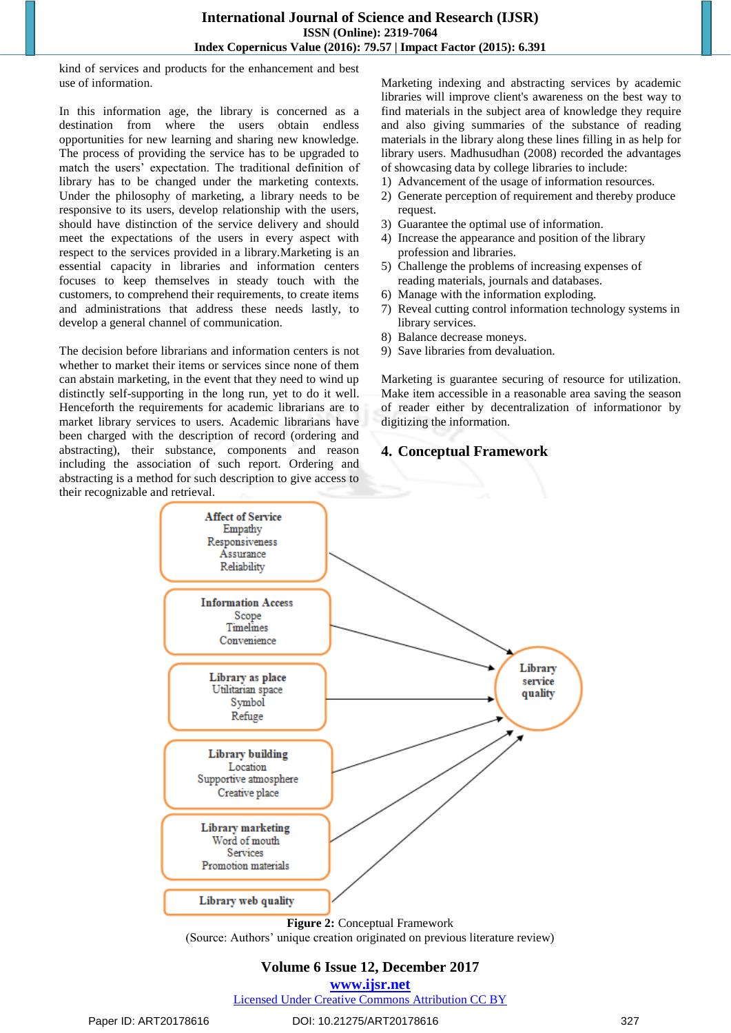kind of services and products for the enhancement and best use of information.

In this information age, the library is concerned as a destination from where the users obtain endless opportunities for new learning and sharing new knowledge. The process of providing the service has to be upgraded to match the users' expectation. The traditional definition of library has to be changed under the marketing contexts. Under the philosophy of marketing, a library needs to be responsive to its users, develop relationship with the users, should have distinction of the service delivery and should meet the expectations of the users in every aspect with respect to the services provided in a library.Marketing is an essential capacity in libraries and information centers focuses to keep themselves in steady touch with the customers, to comprehend their requirements, to create items and administrations that address these needs lastly, to develop a general channel of communication.

The decision before librarians and information centers is not whether to market their items or services since none of them can abstain marketing, in the event that they need to wind up distinctly self-supporting in the long run, yet to do it well. Henceforth the requirements for academic librarians are to market library services to users. Academic librarians have been charged with the description of record (ordering and abstracting), their substance, components and reason including the association of such report. Ordering and abstracting is a method for such description to give access to their recognizable and retrieval.

Marketing indexing and abstracting services by academic libraries will improve client's awareness on the best way to find materials in the subject area of knowledge they require and also giving summaries of the substance of reading materials in the library along these lines filling in as help for library users. Madhusudhan (2008) recorded the advantages of showcasing data by college libraries to include:

1) Advancement of the usage of information resources.
2) Generate perception of requirement and thereby produce request.
3) Guarantee the optimal use of information.
4) Increase the appearance and position of the library profession and libraries.
5) Challenge the problems of increasing expenses of reading materials, journals and databases.
6) Manage with the information exploding.
7) Reveal cutting control information technology systems in library services.
8) Balance decrease moneys.
9) Save libraries from devaluation.

Marketing is guarantee securing of resource for utilization. Make item accessible in a reasonable area saving the season of reader either by decentralization of informationor by digitizing the information.

## 4. Conceptual Framework

**Affect of Service**
Empathy
Responsiveness
Assurance
Reliability

**Information Access**
Scope
Timelines
Convenience

**Library as place**
Utilitarian space
Symbol
Refuge

**Library building**
Location
Supportive atmosphere
Creative place

**Library marketing**
Word of mouth
Services
Promotion materials

**Library web quality**

→ **Library service quality**

**Figure 2:** Conceptual Framework
(Source: Authors' unique creation originated on previous literature review)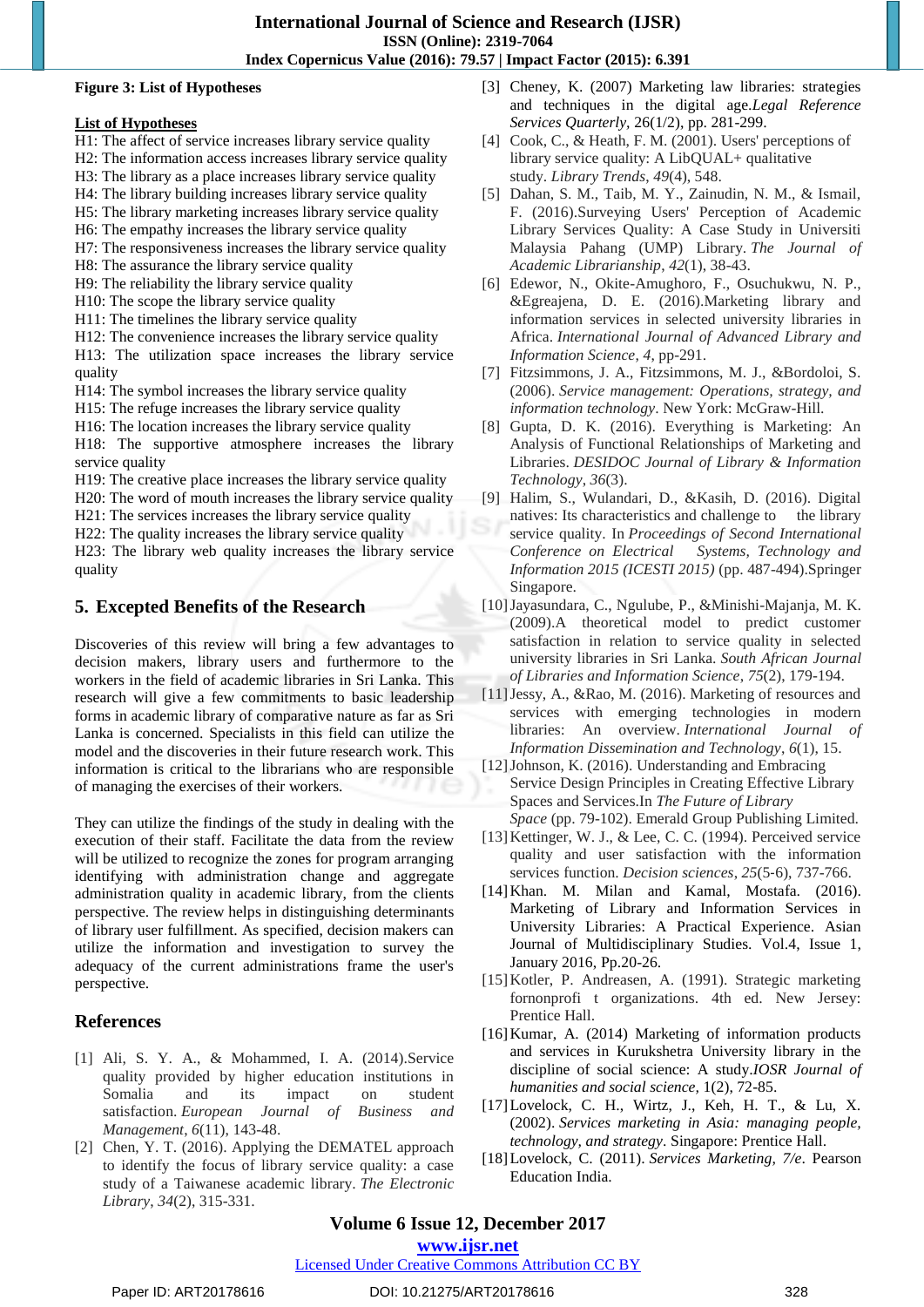**Figure 3: List of Hypotheses**

**List of Hypotheses**

H1: The affect of service increases library service quality
H2: The information access increases library service quality
H3: The library as a place increases library service quality
H4: The library building increases library service quality
H5: The library marketing increases library service quality
H6: The empathy increases the library service quality
H7: The responsiveness increases the library service quality
H8: The assurance the library service quality
H9: The reliability the library service quality
H10: The scope the library service quality
H11: The timelines the library service quality
H12: The convenience increases the library service quality
H13: The utilization space increases the library service quality
H14: The symbol increases the library service quality
H15: The refuge increases the library service quality
H16: The location increases the library service quality
H18: The supportive atmosphere increases the library service quality
H19: The creative place increases the library service quality
H20: The word of mouth increases the library service quality
H21: The services increases the library service quality
H22: The quality increases the library service quality
H23: The library web quality increases the library service quality

## 5. Excepted Benefits of the Research

Discoveries of this review will bring a few advantages to decision makers, library users and furthermore to the workers in the field of academic libraries in Sri Lanka. This research will give a few commitments to basic leadership forms in academic library of comparative nature as far as Sri Lanka is concerned. Specialists in this field can utilize the model and the discoveries in their future research work. This information is critical to the librarians who are responsible of managing the exercises of their workers.

They can utilize the findings of the study in dealing with the execution of their staff. Facilitate the data from the review will be utilized to recognize the zones for program arranging identifying with administration change and aggregate administration quality in academic library, from the clients perspective. The review helps in distinguishing determinants of library user fulfillment. As specified, decision makers can utilize the information and investigation to survey the adequacy of the current administrations frame the user's perspective.

## References

[1] Ali, S. Y. A., & Mohammed, I. A. (2014).Service quality provided by higher education institutions in Somalia and its impact on student satisfaction. *European Journal of Business and Management*, *6*(11), 143-48.

[2] Chen, Y. T. (2016). Applying the DEMATEL approach to identify the focus of library service quality: a case study of a Taiwanese academic library. *The Electronic Library*, *34*(2), 315-331.

[3] Cheney, K. (2007) Marketing law libraries: strategies and techniques in the digital age.*Legal Reference Services Quarterly*, 26(1/2), pp. 281-299.

[4] Cook, C., & Heath, F. M. (2001). Users' perceptions of library service quality: A LibQUAL+ qualitative study. *Library Trends*, *49*(4), 548.

[5] Dahan, S. M., Taib, M. Y., Zainudin, N. M., & Ismail, F. (2016).Surveying Users' Perception of Academic Library Services Quality: A Case Study in Universiti Malaysia Pahang (UMP) Library. *The Journal of Academic Librarianship*, *42*(1), 38-43.

[6] Edewor, N., Okite-Amughoro, F., Osuchukwu, N. P., &Egreajena, D. E. (2016).Marketing library and information services in selected university libraries in Africa. *International Journal of Advanced Library and Information Science*, *4*, pp-291.

[7] Fitzsimmons, J. A., Fitzsimmons, M. J., &Bordoloi, S. (2006). *Service management: Operations, strategy, and information technology*. New York: McGraw-Hill.

[8] Gupta, D. K. (2016). Everything is Marketing: An Analysis of Functional Relationships of Marketing and Libraries. *DESIDOC Journal of Library & Information Technology*, *36*(3).

[9] Halim, S., Wulandari, D., &Kasih, D. (2016). Digital natives: Its characteristics and challenge to the library service quality. In *Proceedings of Second International Conference on Electrical Systems, Technology and Information 2015 (ICESTI 2015)* (pp. 487-494).Springer Singapore.

[10] Jayasundara, C., Ngulube, P., &Minishi-Majanja, M. K. (2009).A theoretical model to predict customer satisfaction in relation to service quality in selected university libraries in Sri Lanka. *South African Journal of Libraries and Information Science*, *75*(2), 179-194.

[11] Jessy, A., &Rao, M. (2016). Marketing of resources and services with emerging technologies in modern libraries: An overview. *International Journal of Information Dissemination and Technology*, *6*(1), 15.

[12] Johnson, K. (2016). Understanding and Embracing Service Design Principles in Creating Effective Library Spaces and Services.In *The Future of Library Space* (pp. 79-102). Emerald Group Publishing Limited.

[13] Kettinger, W. J., & Lee, C. C. (1994). Perceived service quality and user satisfaction with the information services function. *Decision sciences*, *25*(5‐6), 737-766.

[14] Khan. M. Milan and Kamal, Mostafa. (2016). Marketing of Library and Information Services in University Libraries: A Practical Experience. Asian Journal of Multidisciplinary Studies. Vol.4, Issue 1, January 2016, Pp.20-26.

[15] Kotler, P. Andreasen, A. (1991). Strategic marketing fornonprofi t organizations. 4th ed. New Jersey: Prentice Hall.

[16] Kumar, A. (2014) Marketing of information products and services in Kurukshetra University library in the discipline of social science: A study.*IOSR Journal of humanities and social science*, 1(2), 72-85.

[17] Lovelock, C. H., Wirtz, J., Keh, H. T., & Lu, X. (2002). *Services marketing in Asia: managing people, technology, and strategy*. Singapore: Prentice Hall.

[18] Lovelock, C. (2011). *Services Marketing, 7/e*. Pearson Education India.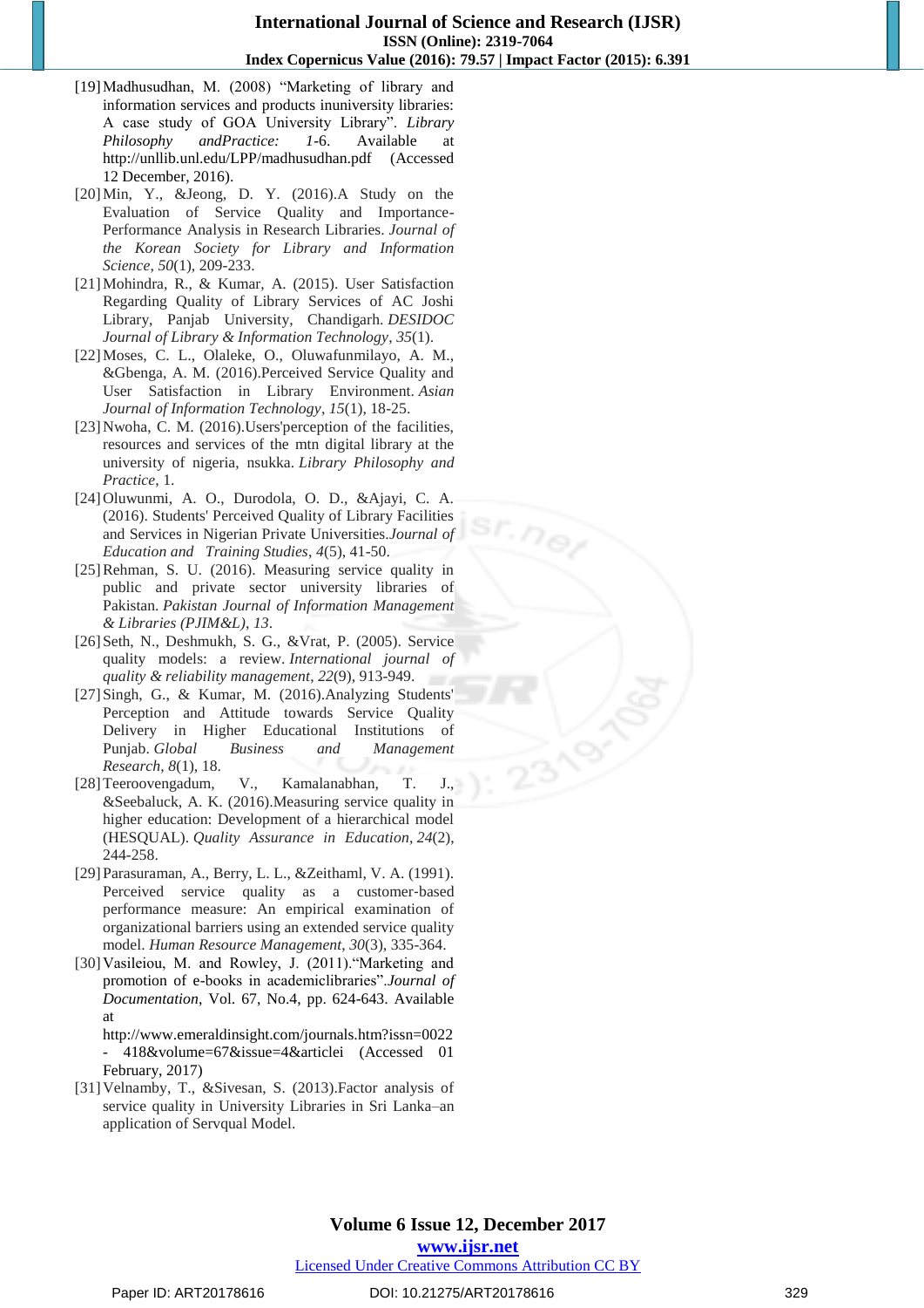[19] Madhusudhan, M. (2008) "Marketing of library and information services and products inuniversity libraries: A case study of GOA University Library". *Library Philosophy andPractice: 1*-6. Available at http://unllib.unl.edu/LPP/madhusudhan.pdf (Accessed 12 December, 2016).

[20] Min, Y., &Jeong, D. Y. (2016).A Study on the Evaluation of Service Quality and Importance-Performance Analysis in Research Libraries. *Journal of the Korean Society for Library and Information Science*, *50*(1), 209-233.

[21] Mohindra, R., & Kumar, A. (2015). User Satisfaction Regarding Quality of Library Services of AC Joshi Library, Panjab University, Chandigarh. *DESIDOC Journal of Library & Information Technology*, *35*(1).

[22] Moses, C. L., Olaleke, O., Oluwafunmilayo, A. M., &Gbenga, A. M. (2016).Perceived Service Quality and User Satisfaction in Library Environment. *Asian Journal of Information Technology*, *15*(1), 18-25.

[23] Nwoha, C. M. (2016).Users'perception of the facilities, resources and services of the mtn digital library at the university of nigeria, nsukka. *Library Philosophy and Practice*, 1.

[24] Oluwunmi, A. O., Durodola, O. D., &Ajayi, C. A. (2016). Students' Perceived Quality of Library Facilities and Services in Nigerian Private Universities.*Journal of Education and Training Studies*, *4*(5), 41-50.

[25] Rehman, S. U. (2016). Measuring service quality in public and private sector university libraries of Pakistan. *Pakistan Journal of Information Management & Libraries (PJIM&L)*, *13*.

[26] Seth, N., Deshmukh, S. G., &Vrat, P. (2005). Service quality models: a review. *International journal of quality & reliability management*, *22*(9), 913-949.

[27] Singh, G., & Kumar, M. (2016).Analyzing Students' Perception and Attitude towards Service Quality Delivery in Higher Educational Institutions of Punjab. *Global Business and Management Research*, *8*(1), 18.

[28] Teeroovengadum, V., Kamalanabhan, T. J., &Seebaluck, A. K. (2016).Measuring service quality in higher education: Development of a hierarchical model (HESQUAL). *Quality Assurance in Education*, *24*(2), 244-258.

[29] Parasuraman, A., Berry, L. L., &Zeithaml, V. A. (1991). Perceived service quality as a customer-based performance measure: An empirical examination of organizational barriers using an extended service quality model. *Human Resource Management*, *30*(3), 335-364.

[30] Vasileiou, M. and Rowley, J. (2011)."Marketing and promotion of e-books in academiclibraries".*Journal of Documentation*, Vol. 67, No.4, pp. 624-643. Available at http://www.emeraldinsight.com/journals.htm?issn=0022 - 418&volume=67&issue=4&articlei (Accessed 01 February, 2017)

[31] Velnamby, T., &Sivesan, S. (2013).Factor analysis of service quality in University Libraries in Sri Lanka–an application of Servqual Model.